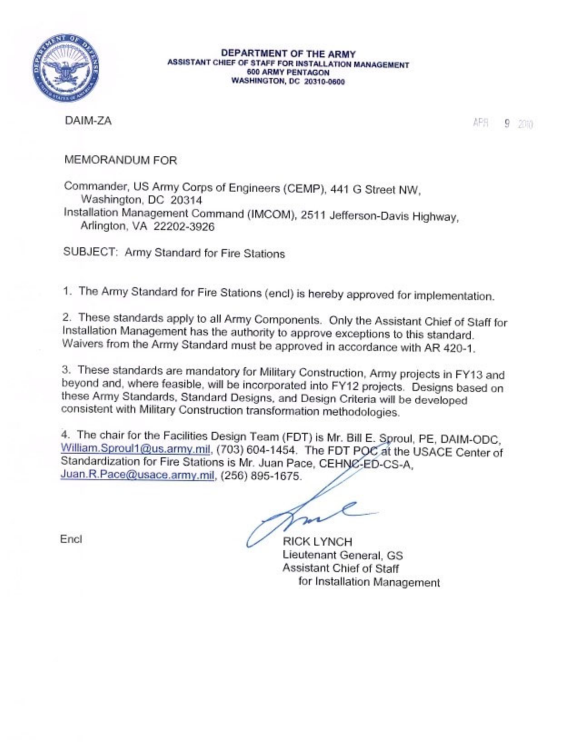**DEPARTMENT OF THE ARMY**
**ASSISTANT CHIEF OF STAFF FOR INSTALLATION MANAGEMENT**
**600 ARMY PENTAGON**
**WASHINGTON, DC 20310-0600**

DAIM-ZA

APR 9 2010

MEMORANDUM FOR

Commander, US Army Corps of Engineers (CEMP), 441 G Street NW, Washington, DC 20314
Installation Management Command (IMCOM), 2511 Jefferson-Davis Highway, Arlington, VA 22202-3926

SUBJECT: Army Standard for Fire Stations

1. The Army Standard for Fire Stations (encl) is hereby approved for implementation.

2. These standards apply to all Army Components. Only the Assistant Chief of Staff for Installation Management has the authority to approve exceptions to this standard. Waivers from the Army Standard must be approved in accordance with AR 420-1.

3. These standards are mandatory for Military Construction, Army projects in FY13 and beyond and, where feasible, will be incorporated into FY12 projects. Designs based on these Army Standards, Standard Designs, and Design Criteria will be developed consistent with Military Construction transformation methodologies.

4. The chair for the Facilities Design Team (FDT) is Mr. Bill E. Sproul, PE, DAIM-ODC, William.Sproul1@us.army.mil, (703) 604-1454. The FDT POC at the USACE Center of Standardization for Fire Stations is Mr. Juan Pace, CEHNC-ED-CS-A, Juan.R.Pace@usace.army.mil, (256) 895-1675.

Encl

RICK LYNCH
Lieutenant General, GS
Assistant Chief of Staff
for Installation Management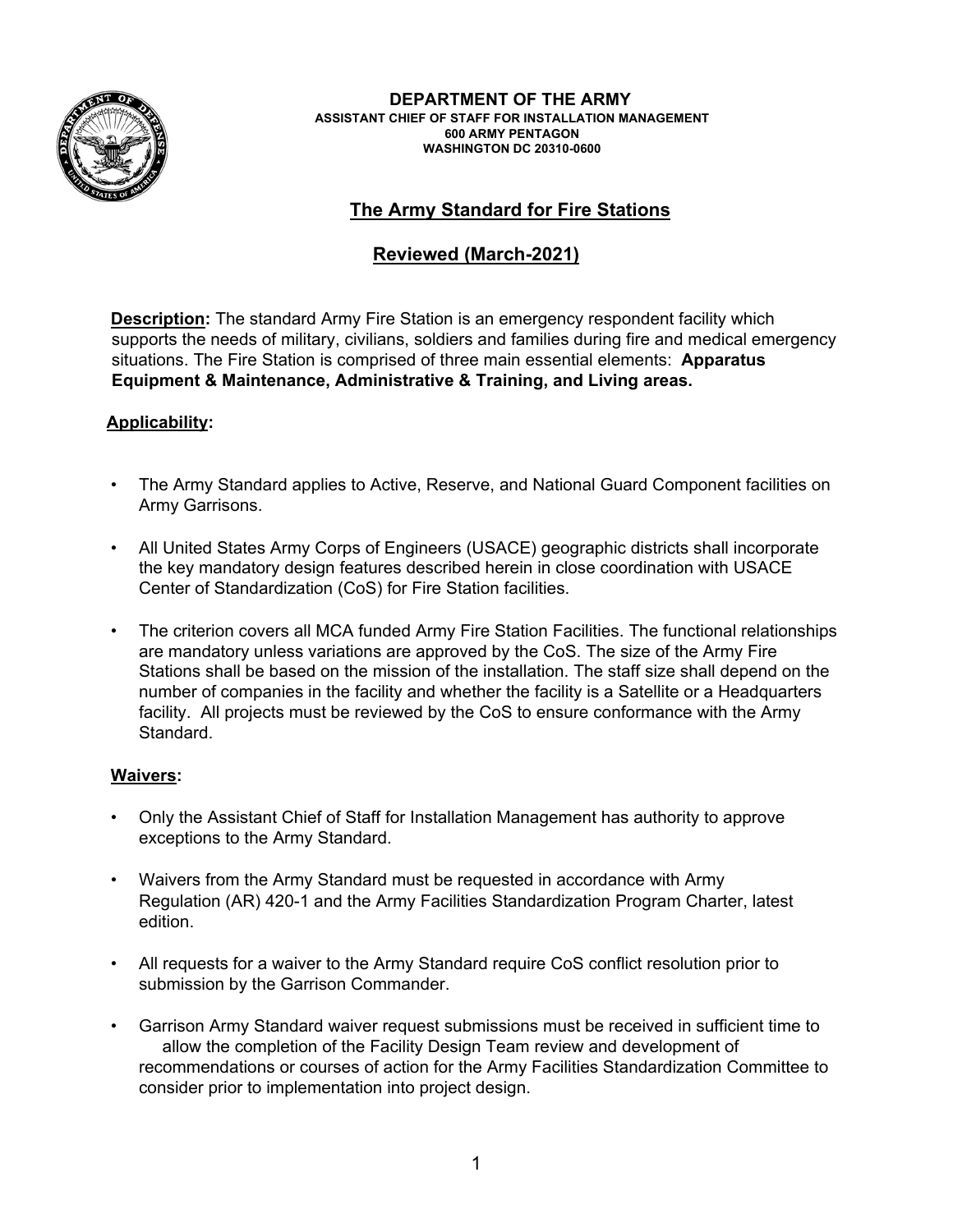**DEPARTMENT OF THE ARMY**
**ASSISTANT CHIEF OF STAFF FOR INSTALLATION MANAGEMENT**
**600 ARMY PENTAGON**
**WASHINGTON DC 20310-0600**

# The Army Standard for Fire Stations

## Reviewed (March-2021)

**Description:** The standard Army Fire Station is an emergency respondent facility which supports the needs of military, civilians, soldiers and families during fire and medical emergency situations. The Fire Station is comprised of three main essential elements: **Apparatus Equipment & Maintenance, Administrative & Training, and Living areas.**

**Applicability:**

- The Army Standard applies to Active, Reserve, and National Guard Component facilities on Army Garrisons.
- All United States Army Corps of Engineers (USACE) geographic districts shall incorporate the key mandatory design features described herein in close coordination with USACE Center of Standardization (CoS) for Fire Station facilities.
- The criterion covers all MCA funded Army Fire Station Facilities. The functional relationships are mandatory unless variations are approved by the CoS. The size of the Army Fire Stations shall be based on the mission of the installation. The staff size shall depend on the number of companies in the facility and whether the facility is a Satellite or a Headquarters facility. All projects must be reviewed by the CoS to ensure conformance with the Army Standard.

**Waivers:**

- Only the Assistant Chief of Staff for Installation Management has authority to approve exceptions to the Army Standard.
- Waivers from the Army Standard must be requested in accordance with Army Regulation (AR) 420-1 and the Army Facilities Standardization Program Charter, latest edition.
- All requests for a waiver to the Army Standard require CoS conflict resolution prior to submission by the Garrison Commander.
- Garrison Army Standard waiver request submissions must be received in sufficient time to allow the completion of the Facility Design Team review and development of recommendations or courses of action for the Army Facilities Standardization Committee to consider prior to implementation into project design.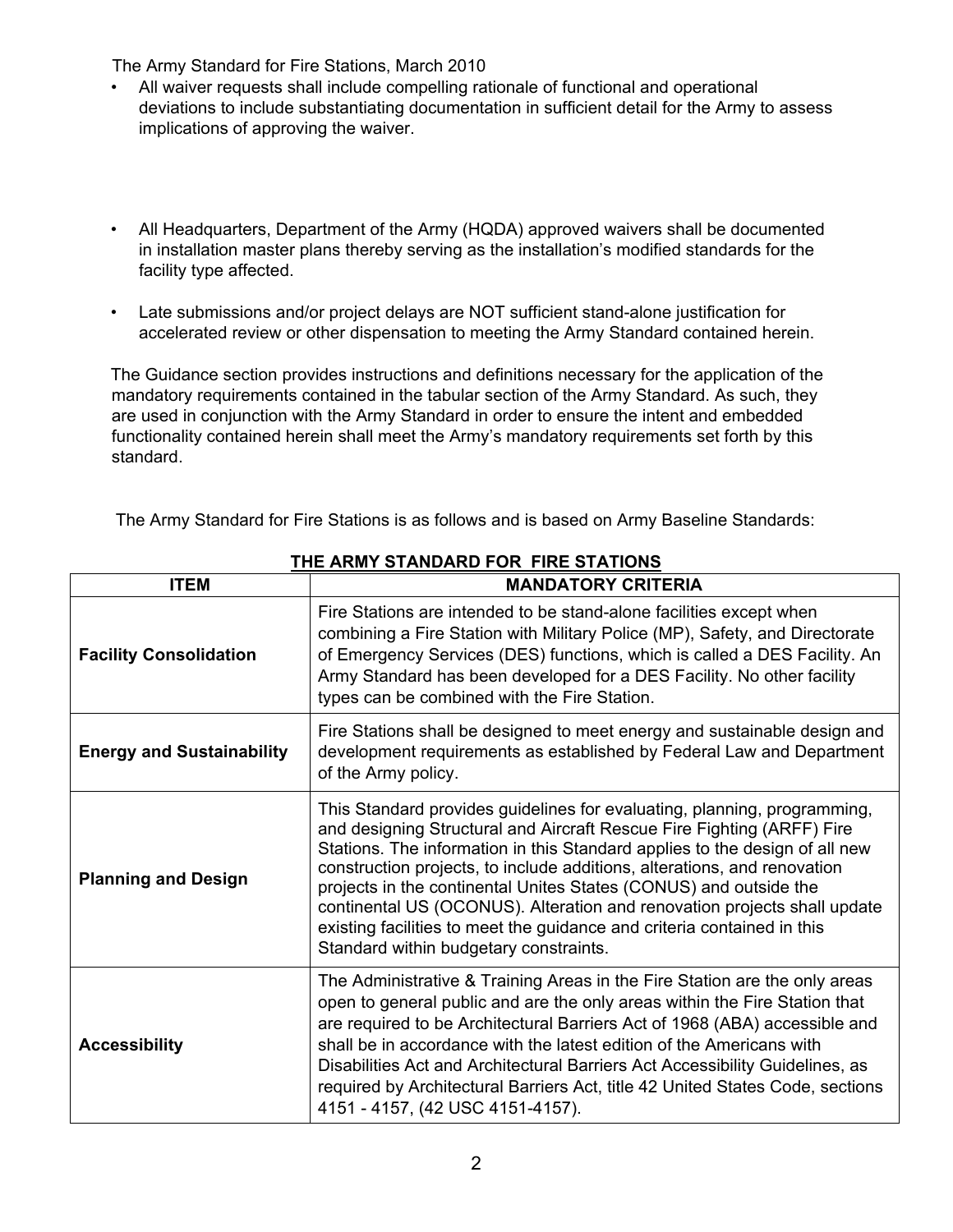The Army Standard for Fire Stations, March 2010

- All waiver requests shall include compelling rationale of functional and operational deviations to include substantiating documentation in sufficient detail for the Army to assess implications of approving the waiver.
- All Headquarters, Department of the Army (HQDA) approved waivers shall be documented in installation master plans thereby serving as the installation's modified standards for the facility type affected.
- Late submissions and/or project delays are NOT sufficient stand-alone justification for accelerated review or other dispensation to meeting the Army Standard contained herein.

The Guidance section provides instructions and definitions necessary for the application of the mandatory requirements contained in the tabular section of the Army Standard. As such, they are used in conjunction with the Army Standard in order to ensure the intent and embedded functionality contained herein shall meet the Army's mandatory requirements set forth by this standard.

The Army Standard for Fire Stations is as follows and is based on Army Baseline Standards:

**THE ARMY STANDARD FOR FIRE STATIONS**

| ITEM | MANDATORY CRITERIA |
|---|---|
| **Facility Consolidation** | Fire Stations are intended to be stand-alone facilities except when combining a Fire Station with Military Police (MP), Safety, and Directorate of Emergency Services (DES) functions, which is called a DES Facility. An Army Standard has been developed for a DES Facility. No other facility types can be combined with the Fire Station. |
| **Energy and Sustainability** | Fire Stations shall be designed to meet energy and sustainable design and development requirements as established by Federal Law and Department of the Army policy. |
| **Planning and Design** | This Standard provides guidelines for evaluating, planning, programming, and designing Structural and Aircraft Rescue Fire Fighting (ARFF) Fire Stations. The information in this Standard applies to the design of all new construction projects, to include additions, alterations, and renovation projects in the continental Unites States (CONUS) and outside the continental US (OCONUS). Alteration and renovation projects shall update existing facilities to meet the guidance and criteria contained in this Standard within budgetary constraints. |
| **Accessibility** | The Administrative & Training Areas in the Fire Station are the only areas open to general public and are the only areas within the Fire Station that are required to be Architectural Barriers Act of 1968 (ABA) accessible and shall be in accordance with the latest edition of the Americans with Disabilities Act and Architectural Barriers Act Accessibility Guidelines, as required by Architectural Barriers Act, title 42 United States Code, sections 4151 - 4157, (42 USC 4151-4157). |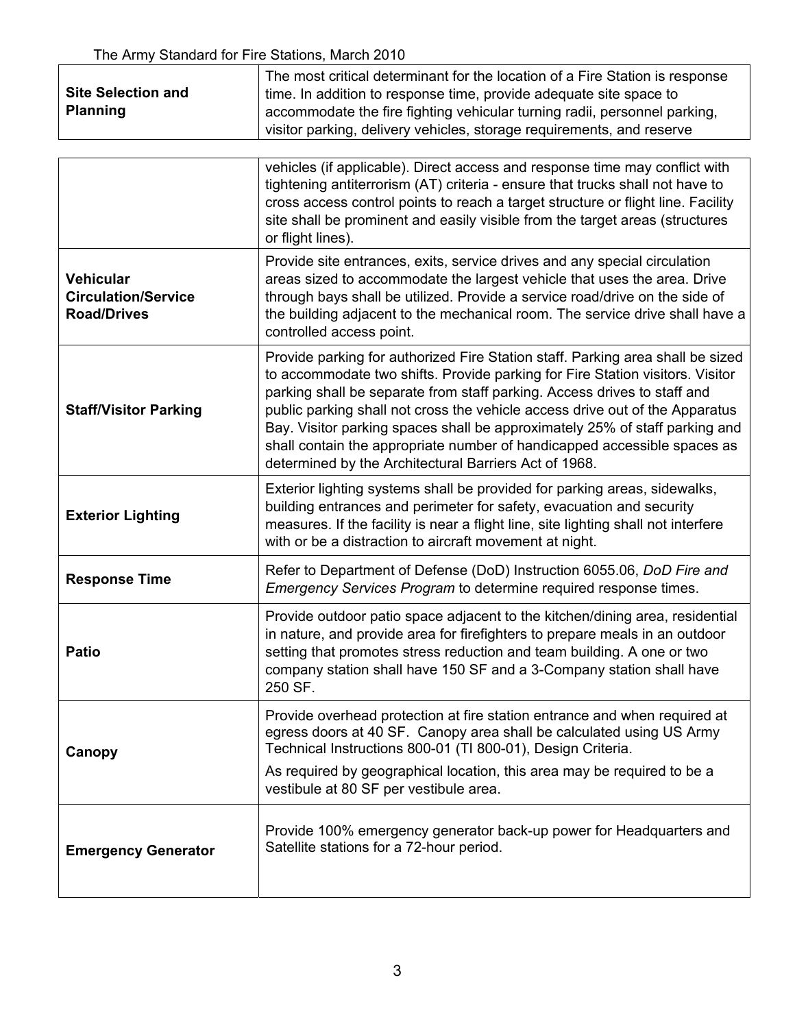| | |
|---|---|
| **Site Selection and Planning** | The most critical determinant for the location of a Fire Station is response time. In addition to response time, provide adequate site space to accommodate the fire fighting vehicular turning radii, personnel parking, visitor parking, delivery vehicles, storage requirements, and reserve vehicles (if applicable). Direct access and response time may conflict with tightening antiterrorism (AT) criteria - ensure that trucks shall not have to cross access control points to reach a target structure or flight line. Facility site shall be prominent and easily visible from the target areas (structures or flight lines). |
| **Vehicular Circulation/Service Road/Drives** | Provide site entrances, exits, service drives and any special circulation areas sized to accommodate the largest vehicle that uses the area. Drive through bays shall be utilized. Provide a service road/drive on the side of the building adjacent to the mechanical room. The service drive shall have a controlled access point. |
| **Staff/Visitor Parking** | Provide parking for authorized Fire Station staff. Parking area shall be sized to accommodate two shifts. Provide parking for Fire Station visitors. Visitor parking shall be separate from staff parking. Access drives to staff and public parking shall not cross the vehicle access drive out of the Apparatus Bay. Visitor parking spaces shall be approximately 25% of staff parking and shall contain the appropriate number of handicapped accessible spaces as determined by the Architectural Barriers Act of 1968. |
| **Exterior Lighting** | Exterior lighting systems shall be provided for parking areas, sidewalks, building entrances and perimeter for safety, evacuation and security measures. If the facility is near a flight line, site lighting shall not interfere with or be a distraction to aircraft movement at night. |
| **Response Time** | Refer to Department of Defense (DoD) Instruction 6055.06, *DoD Fire and Emergency Services Program* to determine required response times. |
| **Patio** | Provide outdoor patio space adjacent to the kitchen/dining area, residential in nature, and provide area for firefighters to prepare meals in an outdoor setting that promotes stress reduction and team building. A one or two company station shall have 150 SF and a 3-Company station shall have 250 SF. |
| **Canopy** | Provide overhead protection at fire station entrance and when required at egress doors at 40 SF. Canopy area shall be calculated using US Army Technical Instructions 800-01 (TI 800-01), Design Criteria.<br><br>As required by geographical location, this area may be required to be a vestibule at 80 SF per vestibule area. |
| **Emergency Generator** | Provide 100% emergency generator back-up power for Headquarters and Satellite stations for a 72-hour period. |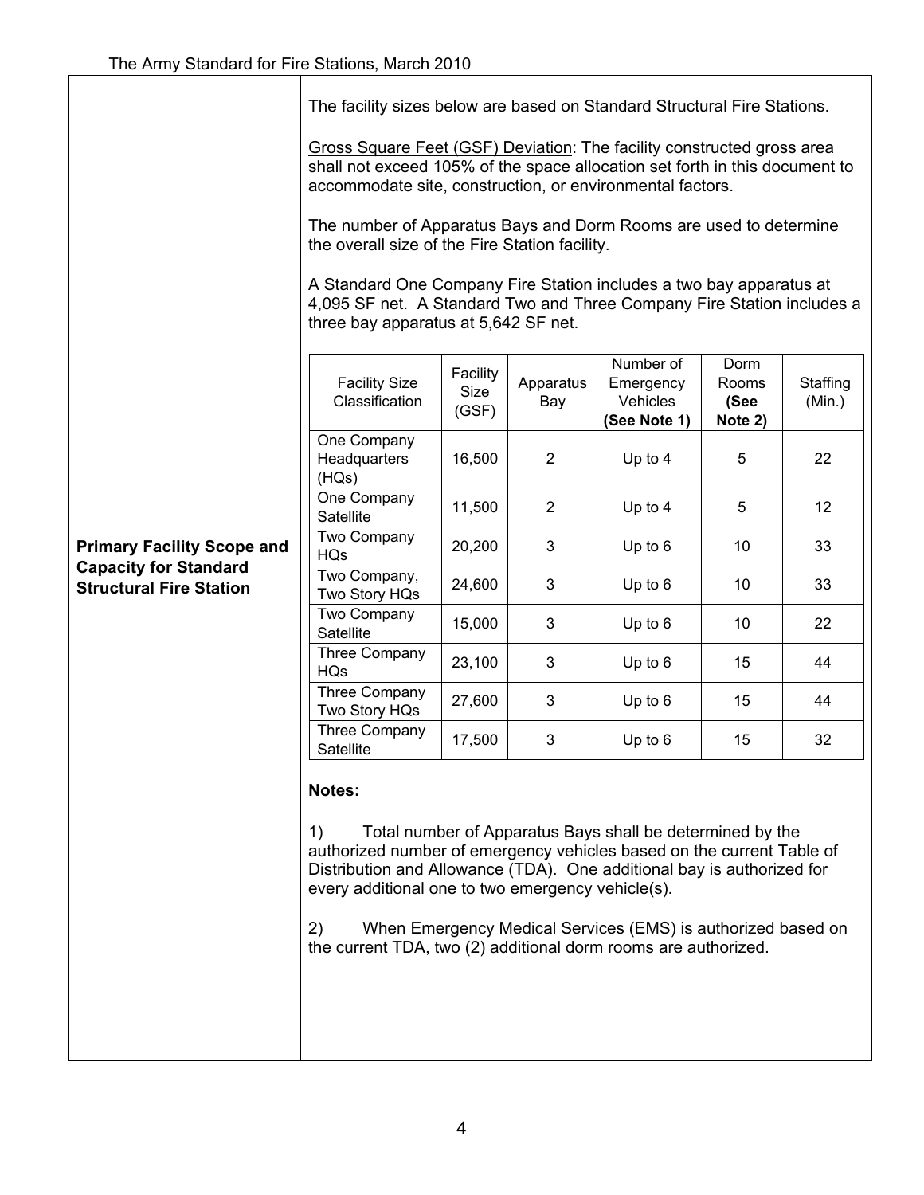**Primary Facility Scope and Capacity for Standard Structural Fire Station**

The facility sizes below are based on Standard Structural Fire Stations.

Gross Square Feet (GSF) Deviation: The facility constructed gross area shall not exceed 105% of the space allocation set forth in this document to accommodate site, construction, or environmental factors.

The number of Apparatus Bays and Dorm Rooms are used to determine the overall size of the Fire Station facility.

A Standard One Company Fire Station includes a two bay apparatus at 4,095 SF net. A Standard Two and Three Company Fire Station includes a three bay apparatus at 5,642 SF net.

| Facility Size Classification | Facility Size (GSF) | Apparatus Bay | Number of Emergency Vehicles **(See Note 1)** | Dorm Rooms **(See Note 2)** | Staffing (Min.) |
|---|---|---|---|---|---|
| One Company Headquarters (HQs) | 16,500 | 2 | Up to 4 | 5 | 22 |
| One Company Satellite | 11,500 | 2 | Up to 4 | 5 | 12 |
| Two Company HQs | 20,200 | 3 | Up to 6 | 10 | 33 |
| Two Company, Two Story HQs | 24,600 | 3 | Up to 6 | 10 | 33 |
| Two Company Satellite | 15,000 | 3 | Up to 6 | 10 | 22 |
| Three Company HQs | 23,100 | 3 | Up to 6 | 15 | 44 |
| Three Company Two Story HQs | 27,600 | 3 | Up to 6 | 15 | 44 |
| Three Company Satellite | 17,500 | 3 | Up to 6 | 15 | 32 |

**Notes:**

1) Total number of Apparatus Bays shall be determined by the authorized number of emergency vehicles based on the current Table of Distribution and Allowance (TDA). One additional bay is authorized for every additional one to two emergency vehicle(s).

2) When Emergency Medical Services (EMS) is authorized based on the current TDA, two (2) additional dorm rooms are authorized.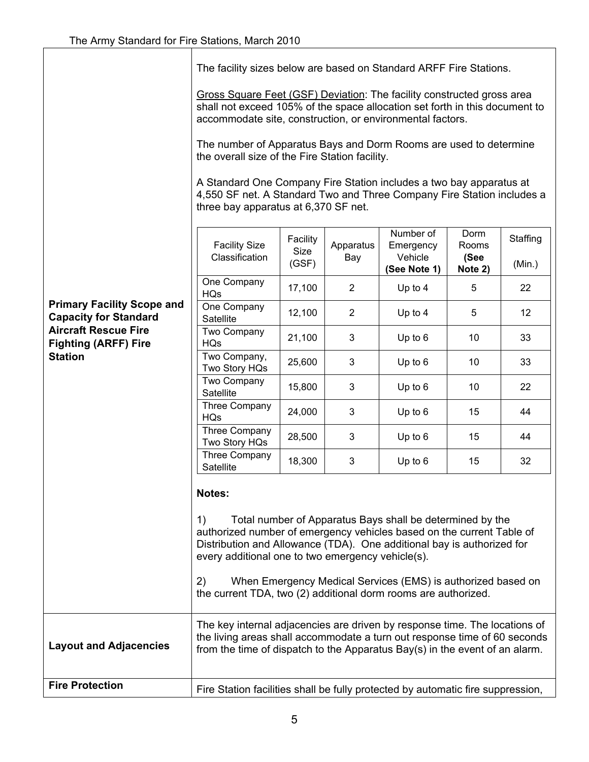| | |
|---|---|
| **Primary Facility Scope and Capacity for Standard Aircraft Rescue Fire Fighting (ARFF) Fire Station** | The facility sizes below are based on Standard ARFF Fire Stations. |
| | Gross Square Feet (GSF) Deviation: The facility constructed gross area shall not exceed 105% of the space allocation set forth in this document to accommodate site, construction, or environmental factors. |
| | The number of Apparatus Bays and Dorm Rooms are used to determine the overall size of the Fire Station facility. |
| | A Standard One Company Fire Station includes a two bay apparatus at 4,550 SF net. A Standard Two and Three Company Fire Station includes a three bay apparatus at 6,370 SF net. |

| Facility Size Classification | Facility Size (GSF) | Apparatus Bay | Number of Emergency Vehicle **(See Note 1)** | Dorm Rooms **(See Note 2)** | Staffing (Min.) |
|---|---|---|---|---|---|
| One Company HQs | 17,100 | 2 | Up to 4 | 5 | 22 |
| One Company Satellite | 12,100 | 2 | Up to 4 | 5 | 12 |
| Two Company HQs | 21,100 | 3 | Up to 6 | 10 | 33 |
| Two Company, Two Story HQs | 25,600 | 3 | Up to 6 | 10 | 33 |
| Two Company Satellite | 15,800 | 3 | Up to 6 | 10 | 22 |
| Three Company HQs | 24,000 | 3 | Up to 6 | 15 | 44 |
| Three Company Two Story HQs | 28,500 | 3 | Up to 6 | 15 | 44 |
| Three Company Satellite | 18,300 | 3 | Up to 6 | 15 | 32 |

**Notes:**

1) Total number of Apparatus Bays shall be determined by the authorized number of emergency vehicles based on the current Table of Distribution and Allowance (TDA). One additional bay is authorized for every additional one to two emergency vehicle(s).

2) When Emergency Medical Services (EMS) is authorized based on the current TDA, two (2) additional dorm rooms are authorized.

| | |
|---|---|
| **Layout and Adjacencies** | The key internal adjacencies are driven by response time. The locations of the living areas shall accommodate a turn out response time of 60 seconds from the time of dispatch to the Apparatus Bay(s) in the event of an alarm. |
| **Fire Protection** | Fire Station facilities shall be fully protected by automatic fire suppression, |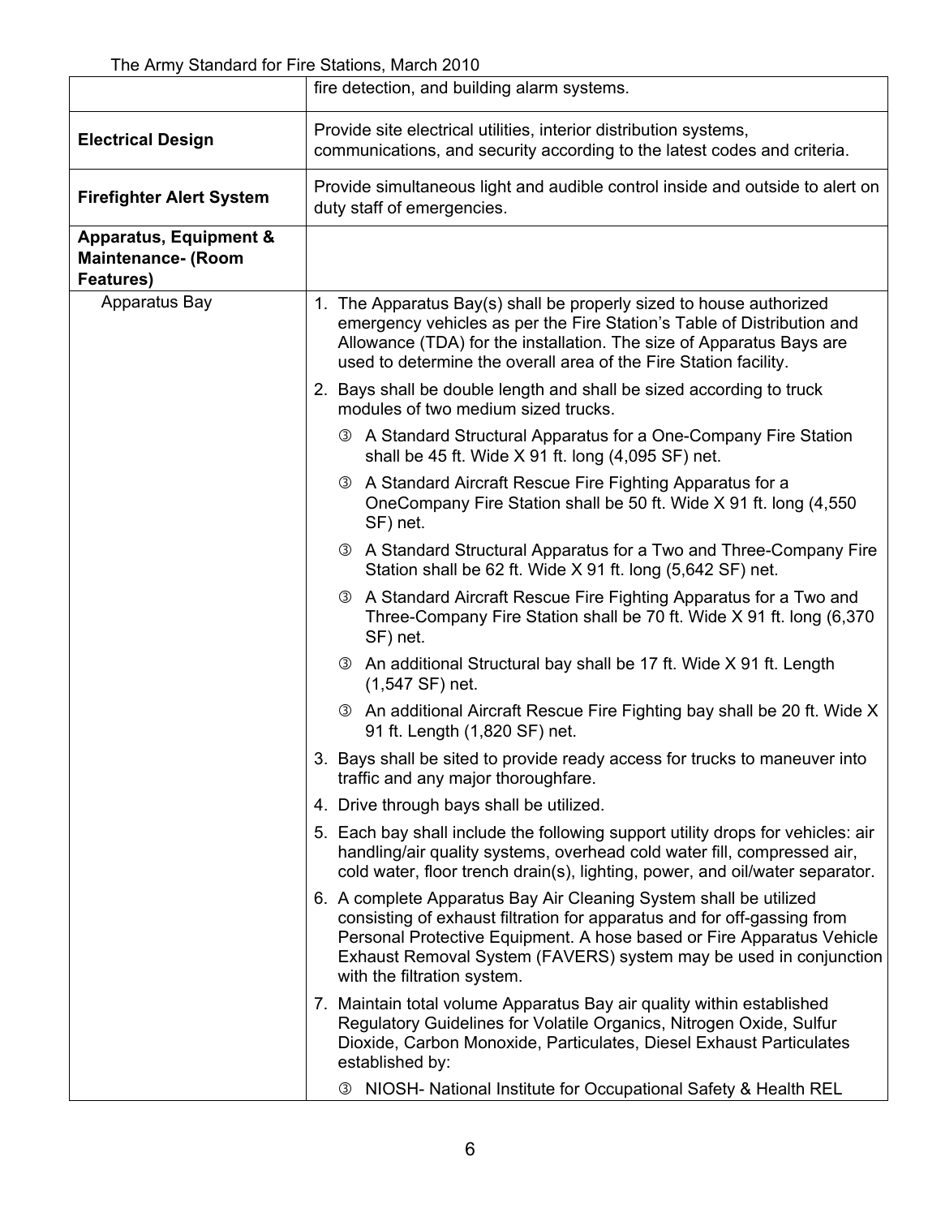| | |
|---|---|
| | fire detection, and building alarm systems. |
| **Electrical Design** | Provide site electrical utilities, interior distribution systems, communications, and security according to the latest codes and criteria. |
| **Firefighter Alert System** | Provide simultaneous light and audible control inside and outside to alert on duty staff of emergencies. |
| **Apparatus, Equipment & Maintenance- (Room Features)** | |
| Apparatus Bay | 1. The Apparatus Bay(s) shall be properly sized to house authorized emergency vehicles as per the Fire Station's Table of Distribution and Allowance (TDA) for the installation. The size of Apparatus Bays are used to determine the overall area of the Fire Station facility.<br>2. Bays shall be double length and shall be sized according to truck modules of two medium sized trucks.<br>③ A Standard Structural Apparatus for a One-Company Fire Station shall be 45 ft. Wide X 91 ft. long (4,095 SF) net.<br>③ A Standard Aircraft Rescue Fire Fighting Apparatus for a OneCompany Fire Station shall be 50 ft. Wide X 91 ft. long (4,550 SF) net.<br>③ A Standard Structural Apparatus for a Two and Three-Company Fire Station shall be 62 ft. Wide X 91 ft. long (5,642 SF) net.<br>③ A Standard Aircraft Rescue Fire Fighting Apparatus for a Two and Three-Company Fire Station shall be 70 ft. Wide X 91 ft. long (6,370 SF) net.<br>③ An additional Structural bay shall be 17 ft. Wide X 91 ft. Length (1,547 SF) net.<br>③ An additional Aircraft Rescue Fire Fighting bay shall be 20 ft. Wide X 91 ft. Length (1,820 SF) net.<br>3. Bays shall be sited to provide ready access for trucks to maneuver into traffic and any major thoroughfare.<br>4. Drive through bays shall be utilized.<br>5. Each bay shall include the following support utility drops for vehicles: air handling/air quality systems, overhead cold water fill, compressed air, cold water, floor trench drain(s), lighting, power, and oil/water separator.<br>6. A complete Apparatus Bay Air Cleaning System shall be utilized consisting of exhaust filtration for apparatus and for off-gassing from Personal Protective Equipment. A hose based or Fire Apparatus Vehicle Exhaust Removal System (FAVERS) system may be used in conjunction with the filtration system.<br>7. Maintain total volume Apparatus Bay air quality within established Regulatory Guidelines for Volatile Organics, Nitrogen Oxide, Sulfur Dioxide, Carbon Monoxide, Particulates, Diesel Exhaust Particulates established by:<br>③ NIOSH- National Institute for Occupational Safety & Health REL |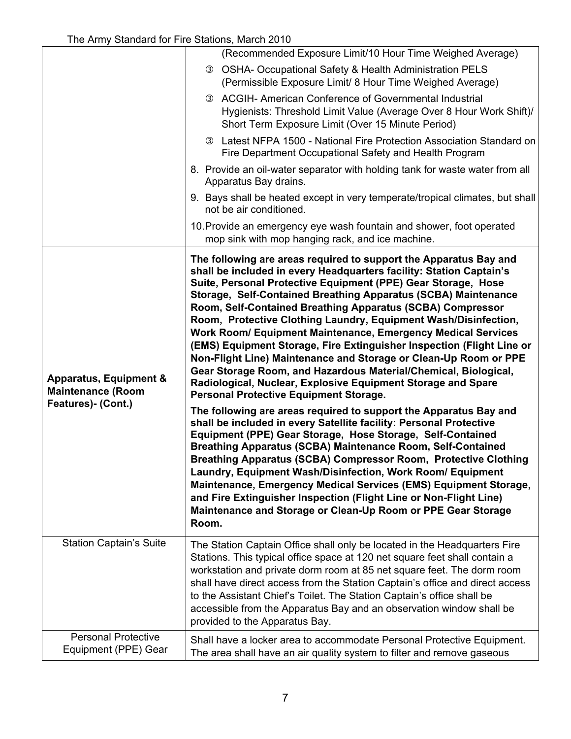| | |
|---|---|
| | (Recommended Exposure Limit/10 Hour Time Weighed Average)<br>③ OSHA- Occupational Safety & Health Administration PELS (Permissible Exposure Limit/ 8 Hour Time Weighed Average)<br>③ ACGIH- American Conference of Governmental Industrial Hygienists: Threshold Limit Value (Average Over 8 Hour Work Shift)/ Short Term Exposure Limit (Over 15 Minute Period)<br>③ Latest NFPA 1500 - National Fire Protection Association Standard on Fire Department Occupational Safety and Health Program<br>8. Provide an oil-water separator with holding tank for waste water from all Apparatus Bay drains.<br>9. Bays shall be heated except in very temperate/tropical climates, but shall not be air conditioned.<br>10. Provide an emergency eye wash fountain and shower, foot operated mop sink with mop hanging rack, and ice machine. |
| **Apparatus, Equipment & Maintenance (Room Features)- (Cont.)** | **The following are areas required to support the Apparatus Bay and shall be included in every Headquarters facility: Station Captain's Suite, Personal Protective Equipment (PPE) Gear Storage, Hose Storage, Self-Contained Breathing Apparatus (SCBA) Maintenance Room, Self-Contained Breathing Apparatus (SCBA) Compressor Room, Protective Clothing Laundry, Equipment Wash/Disinfection, Work Room/ Equipment Maintenance, Emergency Medical Services (EMS) Equipment Storage, Fire Extinguisher Inspection (Flight Line or Non-Flight Line) Maintenance and Storage or Clean-Up Room or PPE Gear Storage Room, and Hazardous Material/Chemical, Biological, Radiological, Nuclear, Explosive Equipment Storage and Spare Personal Protective Equipment Storage.**<br>**The following are areas required to support the Apparatus Bay and shall be included in every Satellite facility: Personal Protective Equipment (PPE) Gear Storage, Hose Storage, Self-Contained Breathing Apparatus (SCBA) Maintenance Room, Self-Contained Breathing Apparatus (SCBA) Compressor Room, Protective Clothing Laundry, Equipment Wash/Disinfection, Work Room/ Equipment Maintenance, Emergency Medical Services (EMS) Equipment Storage, and Fire Extinguisher Inspection (Flight Line or Non-Flight Line) Maintenance and Storage or Clean-Up Room or PPE Gear Storage Room.** |
| Station Captain's Suite | The Station Captain Office shall only be located in the Headquarters Fire Stations. This typical office space at 120 net square feet shall contain a workstation and private dorm room at 85 net square feet. The dorm room shall have direct access from the Station Captain's office and direct access to the Assistant Chief's Toilet. The Station Captain's office shall be accessible from the Apparatus Bay and an observation window shall be provided to the Apparatus Bay. |
| Personal Protective Equipment (PPE) Gear | Shall have a locker area to accommodate Personal Protective Equipment. The area shall have an air quality system to filter and remove gaseous |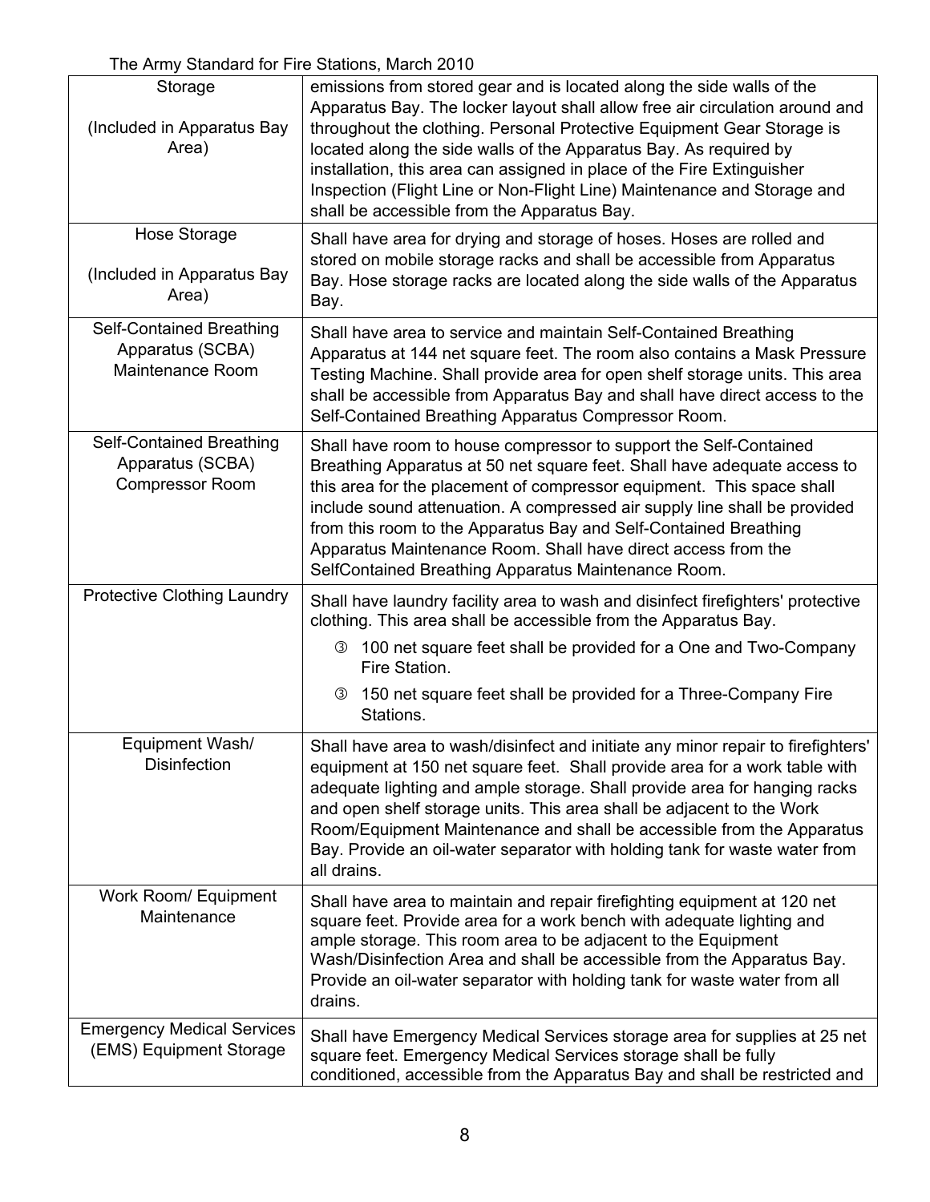| | |
|---|---|
| Storage<br><br>(Included in Apparatus Bay Area) | emissions from stored gear and is located along the side walls of the Apparatus Bay. The locker layout shall allow free air circulation around and throughout the clothing. Personal Protective Equipment Gear Storage is located along the side walls of the Apparatus Bay. As required by installation, this area can assigned in place of the Fire Extinguisher Inspection (Flight Line or Non-Flight Line) Maintenance and Storage and shall be accessible from the Apparatus Bay. |
| Hose Storage<br><br>(Included in Apparatus Bay Area) | Shall have area for drying and storage of hoses. Hoses are rolled and stored on mobile storage racks and shall be accessible from Apparatus Bay. Hose storage racks are located along the side walls of the Apparatus Bay. |
| Self-Contained Breathing Apparatus (SCBA) Maintenance Room | Shall have area to service and maintain Self-Contained Breathing Apparatus at 144 net square feet. The room also contains a Mask Pressure Testing Machine. Shall provide area for open shelf storage units. This area shall be accessible from Apparatus Bay and shall have direct access to the Self-Contained Breathing Apparatus Compressor Room. |
| Self-Contained Breathing Apparatus (SCBA) Compressor Room | Shall have room to house compressor to support the Self-Contained Breathing Apparatus at 50 net square feet. Shall have adequate access to this area for the placement of compressor equipment. This space shall include sound attenuation. A compressed air supply line shall be provided from this room to the Apparatus Bay and Self-Contained Breathing Apparatus Maintenance Room. Shall have direct access from the SelfContained Breathing Apparatus Maintenance Room. |
| Protective Clothing Laundry | Shall have laundry facility area to wash and disinfect firefighters' protective clothing. This area shall be accessible from the Apparatus Bay.<br>③ 100 net square feet shall be provided for a One and Two-Company Fire Station.<br>③ 150 net square feet shall be provided for a Three-Company Fire Stations. |
| Equipment Wash/ Disinfection | Shall have area to wash/disinfect and initiate any minor repair to firefighters' equipment at 150 net square feet. Shall provide area for a work table with adequate lighting and ample storage. Shall provide area for hanging racks and open shelf storage units. This area shall be adjacent to the Work Room/Equipment Maintenance and shall be accessible from the Apparatus Bay. Provide an oil-water separator with holding tank for waste water from all drains. |
| Work Room/ Equipment Maintenance | Shall have area to maintain and repair firefighting equipment at 120 net square feet. Provide area for a work bench with adequate lighting and ample storage. This room area to be adjacent to the Equipment Wash/Disinfection Area and shall be accessible from the Apparatus Bay. Provide an oil-water separator with holding tank for waste water from all drains. |
| Emergency Medical Services (EMS) Equipment Storage | Shall have Emergency Medical Services storage area for supplies at 25 net square feet. Emergency Medical Services storage shall be fully conditioned, accessible from the Apparatus Bay and shall be restricted and |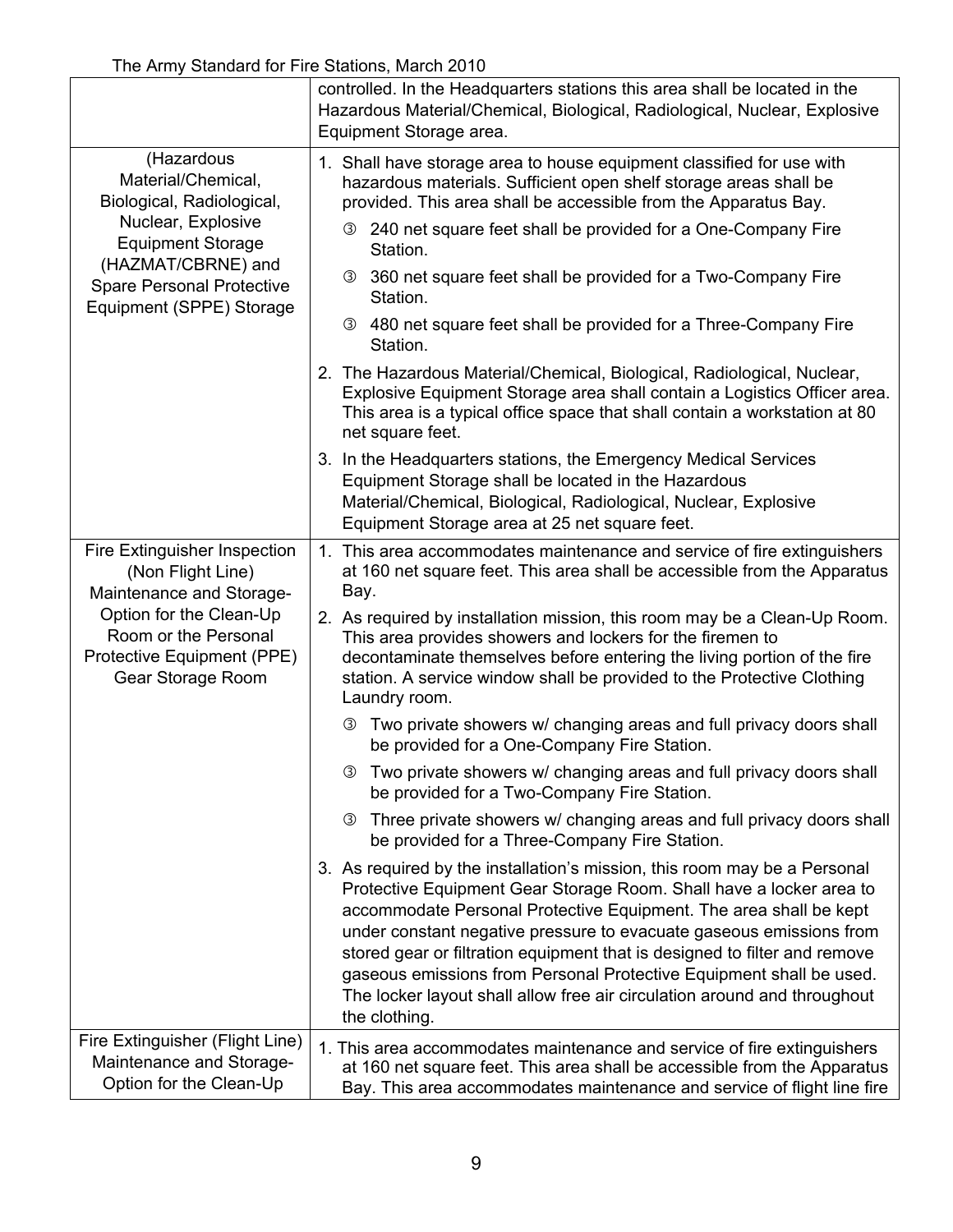| | |
|---|---|
| | controlled. In the Headquarters stations this area shall be located in the Hazardous Material/Chemical, Biological, Radiological, Nuclear, Explosive Equipment Storage area. |
| (Hazardous Material/Chemical, Biological, Radiological, Nuclear, Explosive Equipment Storage (HAZMAT/CBRNE) and Spare Personal Protective Equipment (SPPE) Storage | 1. Shall have storage area to house equipment classified for use with hazardous materials. Sufficient open shelf storage areas shall be provided. This area shall be accessible from the Apparatus Bay.<br>③ 240 net square feet shall be provided for a One-Company Fire Station.<br>③ 360 net square feet shall be provided for a Two-Company Fire Station.<br>③ 480 net square feet shall be provided for a Three-Company Fire Station.<br>2. The Hazardous Material/Chemical, Biological, Radiological, Nuclear, Explosive Equipment Storage area shall contain a Logistics Officer area. This area is a typical office space that shall contain a workstation at 80 net square feet.<br>3. In the Headquarters stations, the Emergency Medical Services Equipment Storage shall be located in the Hazardous Material/Chemical, Biological, Radiological, Nuclear, Explosive Equipment Storage area at 25 net square feet. |
| Fire Extinguisher Inspection (Non Flight Line) Maintenance and Storage-Option for the Clean-Up Room or the Personal Protective Equipment (PPE) Gear Storage Room | 1. This area accommodates maintenance and service of fire extinguishers at 160 net square feet. This area shall be accessible from the Apparatus Bay.<br>2. As required by installation mission, this room may be a Clean-Up Room. This area provides showers and lockers for the firemen to decontaminate themselves before entering the living portion of the fire station. A service window shall be provided to the Protective Clothing Laundry room.<br>③ Two private showers w/ changing areas and full privacy doors shall be provided for a One-Company Fire Station.<br>③ Two private showers w/ changing areas and full privacy doors shall be provided for a Two-Company Fire Station.<br>③ Three private showers w/ changing areas and full privacy doors shall be provided for a Three-Company Fire Station.<br>3. As required by the installation's mission, this room may be a Personal Protective Equipment Gear Storage Room. Shall have a locker area to accommodate Personal Protective Equipment. The area shall be kept under constant negative pressure to evacuate gaseous emissions from stored gear or filtration equipment that is designed to filter and remove gaseous emissions from Personal Protective Equipment shall be used. The locker layout shall allow free air circulation around and throughout the clothing. |
| Fire Extinguisher (Flight Line) Maintenance and Storage-Option for the Clean-Up | 1. This area accommodates maintenance and service of fire extinguishers at 160 net square feet. This area shall be accessible from the Apparatus Bay. This area accommodates maintenance and service of flight line fire |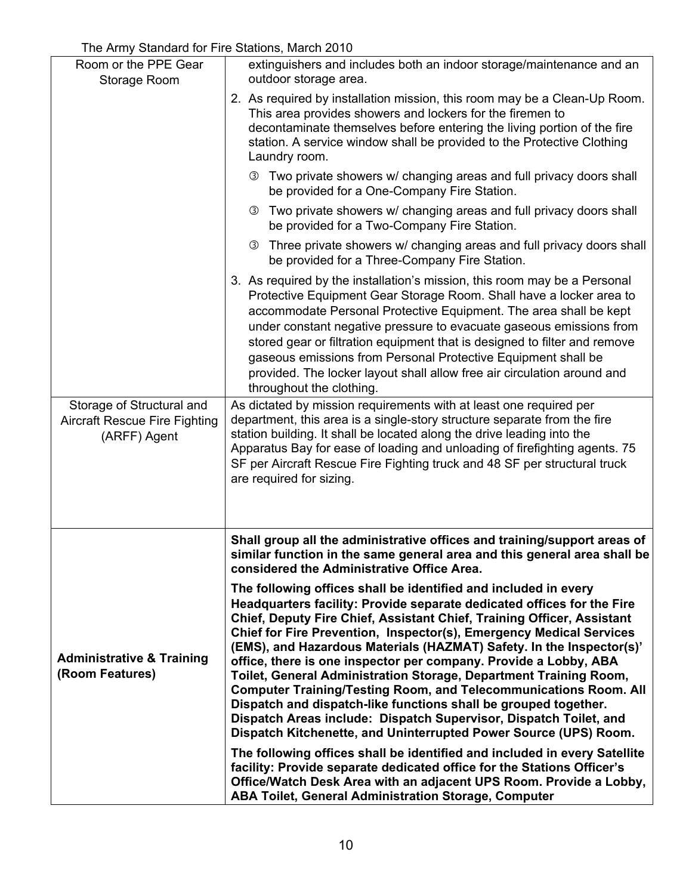| | |
|---|---|
| Room or the PPE Gear Storage Room | extinguishers and includes both an indoor storage/maintenance and an outdoor storage area.<br><br>2. As required by installation mission, this room may be a Clean-Up Room. This area provides showers and lockers for the firemen to decontaminate themselves before entering the living portion of the fire station. A service window shall be provided to the Protective Clothing Laundry room.<br><br>③ Two private showers w/ changing areas and full privacy doors shall be provided for a One-Company Fire Station.<br><br>③ Two private showers w/ changing areas and full privacy doors shall be provided for a Two-Company Fire Station.<br><br>③ Three private showers w/ changing areas and full privacy doors shall be provided for a Three-Company Fire Station.<br><br>3. As required by the installation's mission, this room may be a Personal Protective Equipment Gear Storage Room. Shall have a locker area to accommodate Personal Protective Equipment. The area shall be kept under constant negative pressure to evacuate gaseous emissions from stored gear or filtration equipment that is designed to filter and remove gaseous emissions from Personal Protective Equipment shall be provided. The locker layout shall allow free air circulation around and throughout the clothing. |
| Storage of Structural and Aircraft Rescue Fire Fighting (ARFF) Agent | As dictated by mission requirements with at least one required per department, this area is a single-story structure separate from the fire station building. It shall be located along the drive leading into the Apparatus Bay for ease of loading and unloading of firefighting agents. 75 SF per Aircraft Rescue Fire Fighting truck and 48 SF per structural truck are required for sizing. |
| **Administrative & Training (Room Features)** | **Shall group all the administrative offices and training/support areas of similar function in the same general area and this general area shall be considered the Administrative Office Area.**<br><br>**The following offices shall be identified and included in every Headquarters facility: Provide separate dedicated offices for the Fire Chief, Deputy Fire Chief, Assistant Chief, Training Officer, Assistant Chief for Fire Prevention, Inspector(s), Emergency Medical Services (EMS), and Hazardous Materials (HAZMAT) Safety. In the Inspector(s)' office, there is one inspector per company. Provide a Lobby, ABA Toilet, General Administration Storage, Department Training Room, Computer Training/Testing Room, and Telecommunications Room. All Dispatch and dispatch-like functions shall be grouped together. Dispatch Areas include: Dispatch Supervisor, Dispatch Toilet, and Dispatch Kitchenette, and Uninterrupted Power Source (UPS) Room.**<br><br>**The following offices shall be identified and included in every Satellite facility: Provide separate dedicated office for the Stations Officer's Office/Watch Desk Area with an adjacent UPS Room. Provide a Lobby, ABA Toilet, General Administration Storage, Computer** |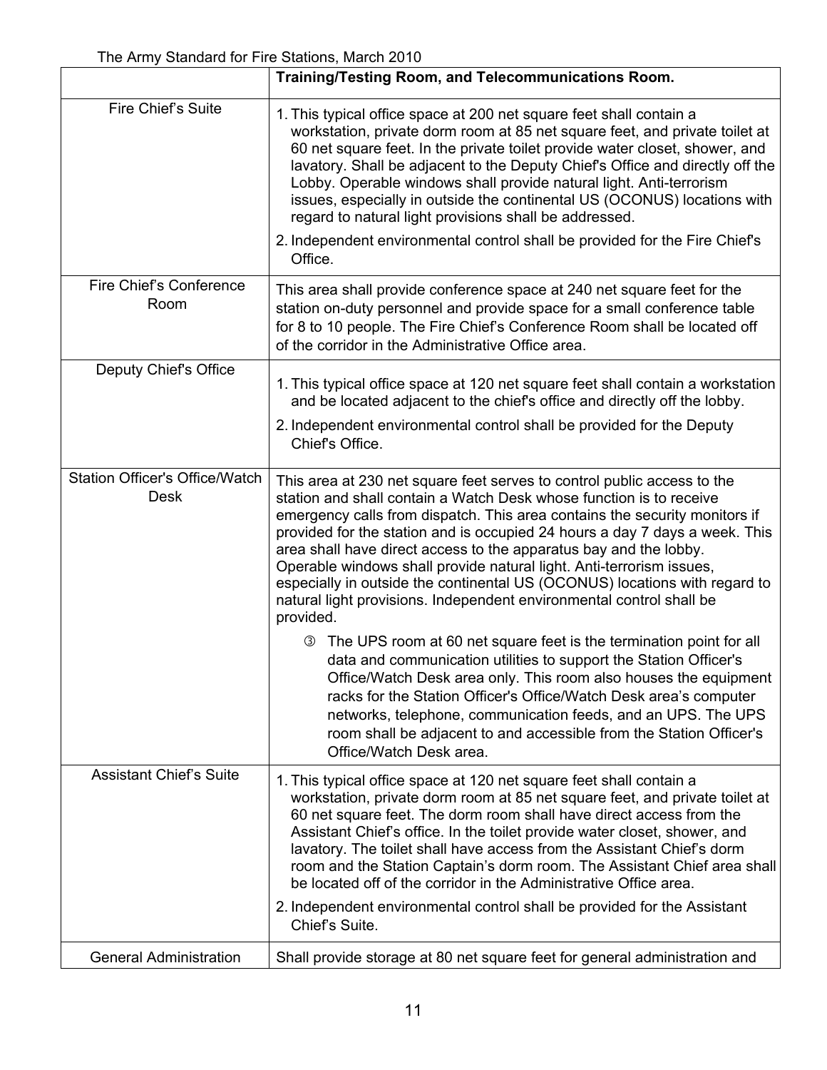| | |
|---|---|
| | **Training/Testing Room, and Telecommunications Room.** |
| Fire Chief's Suite | 1. This typical office space at 200 net square feet shall contain a workstation, private dorm room at 85 net square feet, and private toilet at 60 net square feet. In the private toilet provide water closet, shower, and lavatory. Shall be adjacent to the Deputy Chief's Office and directly off the Lobby. Operable windows shall provide natural light. Anti-terrorism issues, especially in outside the continental US (OCONUS) locations with regard to natural light provisions shall be addressed.<br>2. Independent environmental control shall be provided for the Fire Chief's Office. |
| Fire Chief's Conference Room | This area shall provide conference space at 240 net square feet for the station on-duty personnel and provide space for a small conference table for 8 to 10 people. The Fire Chief's Conference Room shall be located off of the corridor in the Administrative Office area. |
| Deputy Chief's Office | 1. This typical office space at 120 net square feet shall contain a workstation and be located adjacent to the chief's office and directly off the lobby.<br>2. Independent environmental control shall be provided for the Deputy Chief's Office. |
| Station Officer's Office/Watch Desk | This area at 230 net square feet serves to control public access to the station and shall contain a Watch Desk whose function is to receive emergency calls from dispatch. This area contains the security monitors if provided for the station and is occupied 24 hours a day 7 days a week. This area shall have direct access to the apparatus bay and the lobby. Operable windows shall provide natural light. Anti-terrorism issues, especially in outside the continental US (OCONUS) locations with regard to natural light provisions. Independent environmental control shall be provided.<br>③ The UPS room at 60 net square feet is the termination point for all data and communication utilities to support the Station Officer's Office/Watch Desk area only. This room also houses the equipment racks for the Station Officer's Office/Watch Desk area's computer networks, telephone, communication feeds, and an UPS. The UPS room shall be adjacent to and accessible from the Station Officer's Office/Watch Desk area. |
| Assistant Chief's Suite | 1. This typical office space at 120 net square feet shall contain a workstation, private dorm room at 85 net square feet, and private toilet at 60 net square feet. The dorm room shall have direct access from the Assistant Chief's office. In the toilet provide water closet, shower, and lavatory. The toilet shall have access from the Assistant Chief's dorm room and the Station Captain's dorm room. The Assistant Chief area shall be located off of the corridor in the Administrative Office area.<br>2. Independent environmental control shall be provided for the Assistant Chief's Suite. |
| General Administration | Shall provide storage at 80 net square feet for general administration and |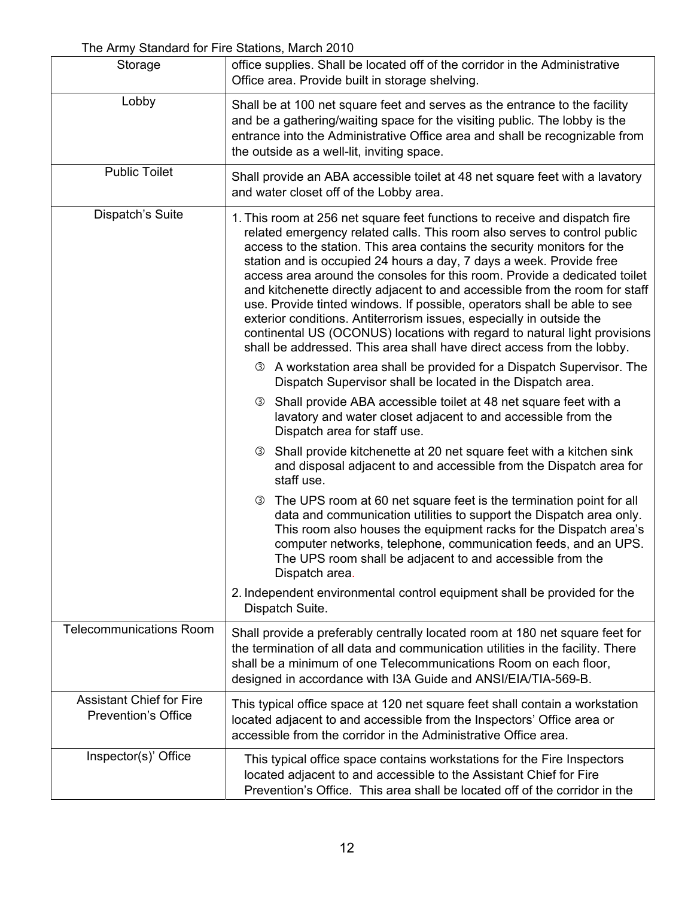| Storage | office supplies. Shall be located off of the corridor in the Administrative Office area. Provide built in storage shelving. |
|---|---|
| Lobby | Shall be at 100 net square feet and serves as the entrance to the facility and be a gathering/waiting space for the visiting public. The lobby is the entrance into the Administrative Office area and shall be recognizable from the outside as a well-lit, inviting space. |
| Public Toilet | Shall provide an ABA accessible toilet at 48 net square feet with a lavatory and water closet off of the Lobby area. |
| Dispatch's Suite | 1. This room at 256 net square feet functions to receive and dispatch fire related emergency related calls. This room also serves to control public access to the station. This area contains the security monitors for the station and is occupied 24 hours a day, 7 days a week. Provide free access area around the consoles for this room. Provide a dedicated toilet and kitchenette directly adjacent to and accessible from the room for staff use. Provide tinted windows. If possible, operators shall be able to see exterior conditions. Antiterrorism issues, especially in outside the continental US (OCONUS) locations with regard to natural light provisions shall be addressed. This area shall have direct access from the lobby.<br>③ A workstation area shall be provided for a Dispatch Supervisor. The Dispatch Supervisor shall be located in the Dispatch area.<br>③ Shall provide ABA accessible toilet at 48 net square feet with a lavatory and water closet adjacent to and accessible from the Dispatch area for staff use.<br>③ Shall provide kitchenette at 20 net square feet with a kitchen sink and disposal adjacent to and accessible from the Dispatch area for staff use.<br>③ The UPS room at 60 net square feet is the termination point for all data and communication utilities to support the Dispatch area only. This room also houses the equipment racks for the Dispatch area's computer networks, telephone, communication feeds, and an UPS. The UPS room shall be adjacent to and accessible from the Dispatch area.<br>2. Independent environmental control equipment shall be provided for the Dispatch Suite. |
| Telecommunications Room | Shall provide a preferably centrally located room at 180 net square feet for the termination of all data and communication utilities in the facility. There shall be a minimum of one Telecommunications Room on each floor, designed in accordance with I3A Guide and ANSI/EIA/TIA-569-B. |
| Assistant Chief for Fire Prevention's Office | This typical office space at 120 net square feet shall contain a workstation located adjacent to and accessible from the Inspectors' Office area or accessible from the corridor in the Administrative Office area. |
| Inspector(s)' Office | This typical office space contains workstations for the Fire Inspectors located adjacent to and accessible to the Assistant Chief for Fire Prevention's Office. This area shall be located off of the corridor in the |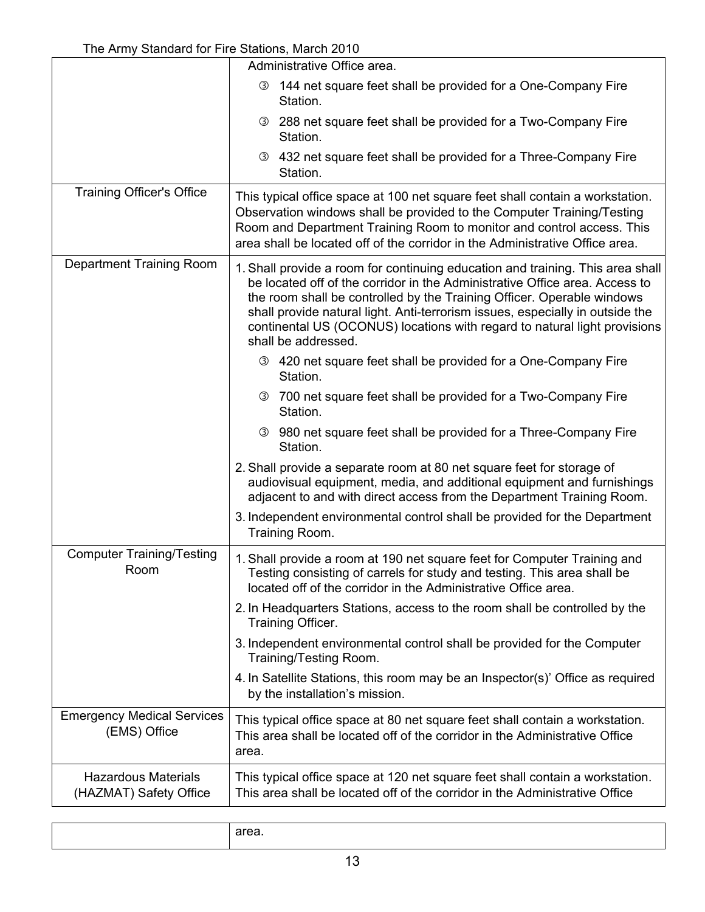| | |
|---|---|
| | Administrative Office area.<br>③ 144 net square feet shall be provided for a One-Company Fire Station.<br>③ 288 net square feet shall be provided for a Two-Company Fire Station.<br>③ 432 net square feet shall be provided for a Three-Company Fire Station. |
| Training Officer's Office | This typical office space at 100 net square feet shall contain a workstation. Observation windows shall be provided to the Computer Training/Testing Room and Department Training Room to monitor and control access. This area shall be located off of the corridor in the Administrative Office area. |
| Department Training Room | 1. Shall provide a room for continuing education and training. This area shall be located off of the corridor in the Administrative Office area. Access to the room shall be controlled by the Training Officer. Operable windows shall provide natural light. Anti-terrorism issues, especially in outside the continental US (OCONUS) locations with regard to natural light provisions shall be addressed.<br>③ 420 net square feet shall be provided for a One-Company Fire Station.<br>③ 700 net square feet shall be provided for a Two-Company Fire Station.<br>③ 980 net square feet shall be provided for a Three-Company Fire Station.<br>2. Shall provide a separate room at 80 net square feet for storage of audiovisual equipment, media, and additional equipment and furnishings adjacent to and with direct access from the Department Training Room.<br>3. Independent environmental control shall be provided for the Department Training Room. |
| Computer Training/Testing Room | 1. Shall provide a room at 190 net square feet for Computer Training and Testing consisting of carrels for study and testing. This area shall be located off of the corridor in the Administrative Office area.<br>2. In Headquarters Stations, access to the room shall be controlled by the Training Officer.<br>3. Independent environmental control shall be provided for the Computer Training/Testing Room.<br>4. In Satellite Stations, this room may be an Inspector(s)' Office as required by the installation's mission. |
| Emergency Medical Services (EMS) Office | This typical office space at 80 net square feet shall contain a workstation. This area shall be located off of the corridor in the Administrative Office area. |
| Hazardous Materials (HAZMAT) Safety Office | This typical office space at 120 net square feet shall contain a workstation. This area shall be located off of the corridor in the Administrative Office area. |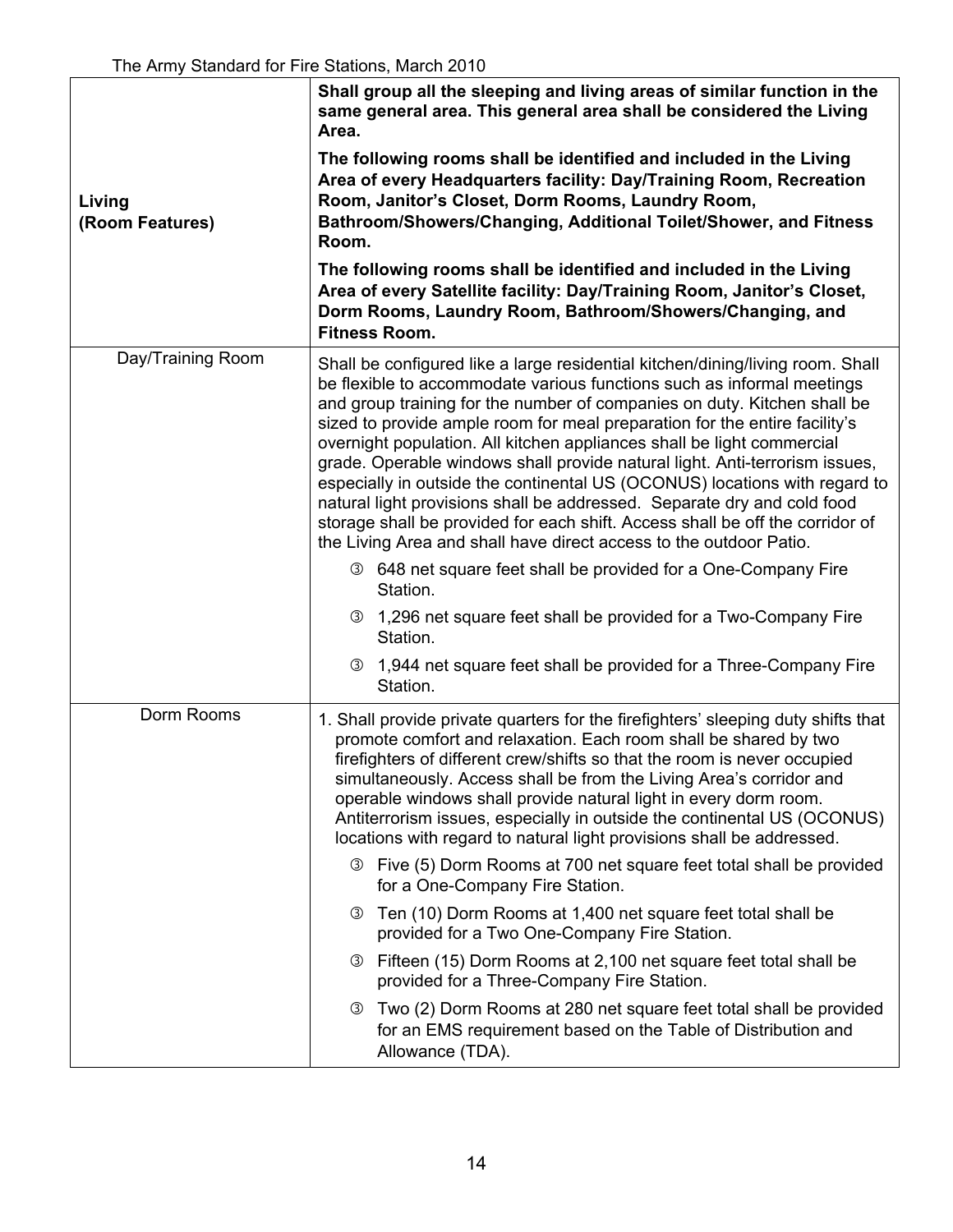| | |
|---|---|
| **Living (Room Features)** | **Shall group all the sleeping and living areas of similar function in the same general area. This general area shall be considered the Living Area.**<br><br>**The following rooms shall be identified and included in the Living Area of every Headquarters facility: Day/Training Room, Recreation Room, Janitor's Closet, Dorm Rooms, Laundry Room, Bathroom/Showers/Changing, Additional Toilet/Shower, and Fitness Room.**<br><br>**The following rooms shall be identified and included in the Living Area of every Satellite facility: Day/Training Room, Janitor's Closet, Dorm Rooms, Laundry Room, Bathroom/Showers/Changing, and Fitness Room.** |
| Day/Training Room | Shall be configured like a large residential kitchen/dining/living room. Shall be flexible to accommodate various functions such as informal meetings and group training for the number of companies on duty. Kitchen shall be sized to provide ample room for meal preparation for the entire facility's overnight population. All kitchen appliances shall be light commercial grade. Operable windows shall provide natural light. Anti-terrorism issues, especially in outside the continental US (OCONUS) locations with regard to natural light provisions shall be addressed. Separate dry and cold food storage shall be provided for each shift. Access shall be off the corridor of the Living Area and shall have direct access to the outdoor Patio.<br><br>③ 648 net square feet shall be provided for a One-Company Fire Station.<br><br>③ 1,296 net square feet shall be provided for a Two-Company Fire Station.<br><br>③ 1,944 net square feet shall be provided for a Three-Company Fire Station. |
| Dorm Rooms | 1. Shall provide private quarters for the firefighters' sleeping duty shifts that promote comfort and relaxation. Each room shall be shared by two firefighters of different crew/shifts so that the room is never occupied simultaneously. Access shall be from the Living Area's corridor and operable windows shall provide natural light in every dorm room. Antiterrorism issues, especially in outside the continental US (OCONUS) locations with regard to natural light provisions shall be addressed.<br><br>③ Five (5) Dorm Rooms at 700 net square feet total shall be provided for a One-Company Fire Station.<br><br>③ Ten (10) Dorm Rooms at 1,400 net square feet total shall be provided for a Two One-Company Fire Station.<br><br>③ Fifteen (15) Dorm Rooms at 2,100 net square feet total shall be provided for a Three-Company Fire Station.<br><br>③ Two (2) Dorm Rooms at 280 net square feet total shall be provided for an EMS requirement based on the Table of Distribution and Allowance (TDA). |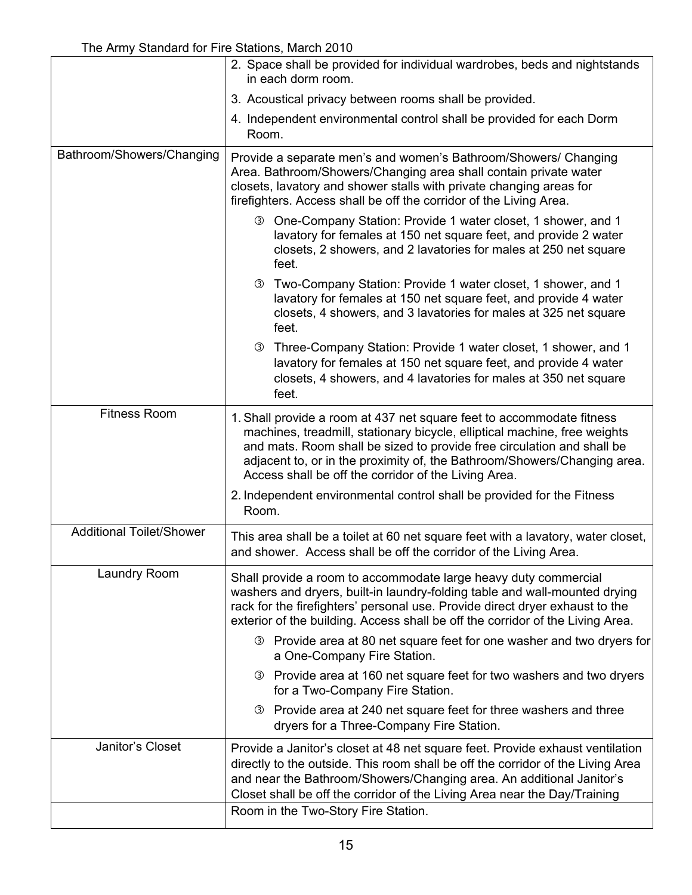| | |
|---|---|
| | 2. Space shall be provided for individual wardrobes, beds and nightstands in each dorm room.<br>3. Acoustical privacy between rooms shall be provided.<br>4. Independent environmental control shall be provided for each Dorm Room. |
| Bathroom/Showers/Changing | Provide a separate men's and women's Bathroom/Showers/ Changing Area. Bathroom/Showers/Changing area shall contain private water closets, lavatory and shower stalls with private changing areas for firefighters. Access shall be off the corridor of the Living Area.<br>③ One-Company Station: Provide 1 water closet, 1 shower, and 1 lavatory for females at 150 net square feet, and provide 2 water closets, 2 showers, and 2 lavatories for males at 250 net square feet.<br>③ Two-Company Station: Provide 1 water closet, 1 shower, and 1 lavatory for females at 150 net square feet, and provide 4 water closets, 4 showers, and 3 lavatories for males at 325 net square feet.<br>③ Three-Company Station: Provide 1 water closet, 1 shower, and 1 lavatory for females at 150 net square feet, and provide 4 water closets, 4 showers, and 4 lavatories for males at 350 net square feet. |
| Fitness Room | 1. Shall provide a room at 437 net square feet to accommodate fitness machines, treadmill, stationary bicycle, elliptical machine, free weights and mats. Room shall be sized to provide free circulation and shall be adjacent to, or in the proximity of, the Bathroom/Showers/Changing area. Access shall be off the corridor of the Living Area.<br>2. Independent environmental control shall be provided for the Fitness Room. |
| Additional Toilet/Shower | This area shall be a toilet at 60 net square feet with a lavatory, water closet, and shower. Access shall be off the corridor of the Living Area. |
| Laundry Room | Shall provide a room to accommodate large heavy duty commercial washers and dryers, built-in laundry-folding table and wall-mounted drying rack for the firefighters' personal use. Provide direct dryer exhaust to the exterior of the building. Access shall be off the corridor of the Living Area.<br>③ Provide area at 80 net square feet for one washer and two dryers for a One-Company Fire Station.<br>③ Provide area at 160 net square feet for two washers and two dryers for a Two-Company Fire Station.<br>③ Provide area at 240 net square feet for three washers and three dryers for a Three-Company Fire Station. |
| Janitor's Closet | Provide a Janitor's closet at 48 net square feet. Provide exhaust ventilation directly to the outside. This room shall be off the corridor of the Living Area and near the Bathroom/Showers/Changing area. An additional Janitor's Closet shall be off the corridor of the Living Area near the Day/Training Room in the Two-Story Fire Station. |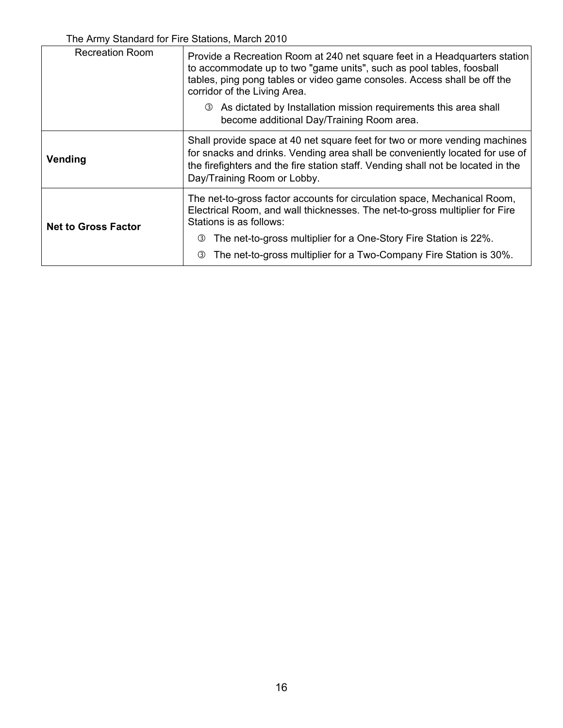| Recreation Room | Provide a Recreation Room at 240 net square feet in a Headquarters station to accommodate up to two "game units", such as pool tables, foosball tables, ping pong tables or video game consoles. Access shall be off the corridor of the Living Area.<br>③ As dictated by Installation mission requirements this area shall become additional Day/Training Room area. |
|---|---|
| **Vending** | Shall provide space at 40 net square feet for two or more vending machines for snacks and drinks. Vending area shall be conveniently located for use of the firefighters and the fire station staff. Vending shall not be located in the Day/Training Room or Lobby. |
| **Net to Gross Factor** | The net-to-gross factor accounts for circulation space, Mechanical Room, Electrical Room, and wall thicknesses. The net-to-gross multiplier for Fire Stations is as follows:<br>③ The net-to-gross multiplier for a One-Story Fire Station is 22%.<br>③ The net-to-gross multiplier for a Two-Company Fire Station is 30%. |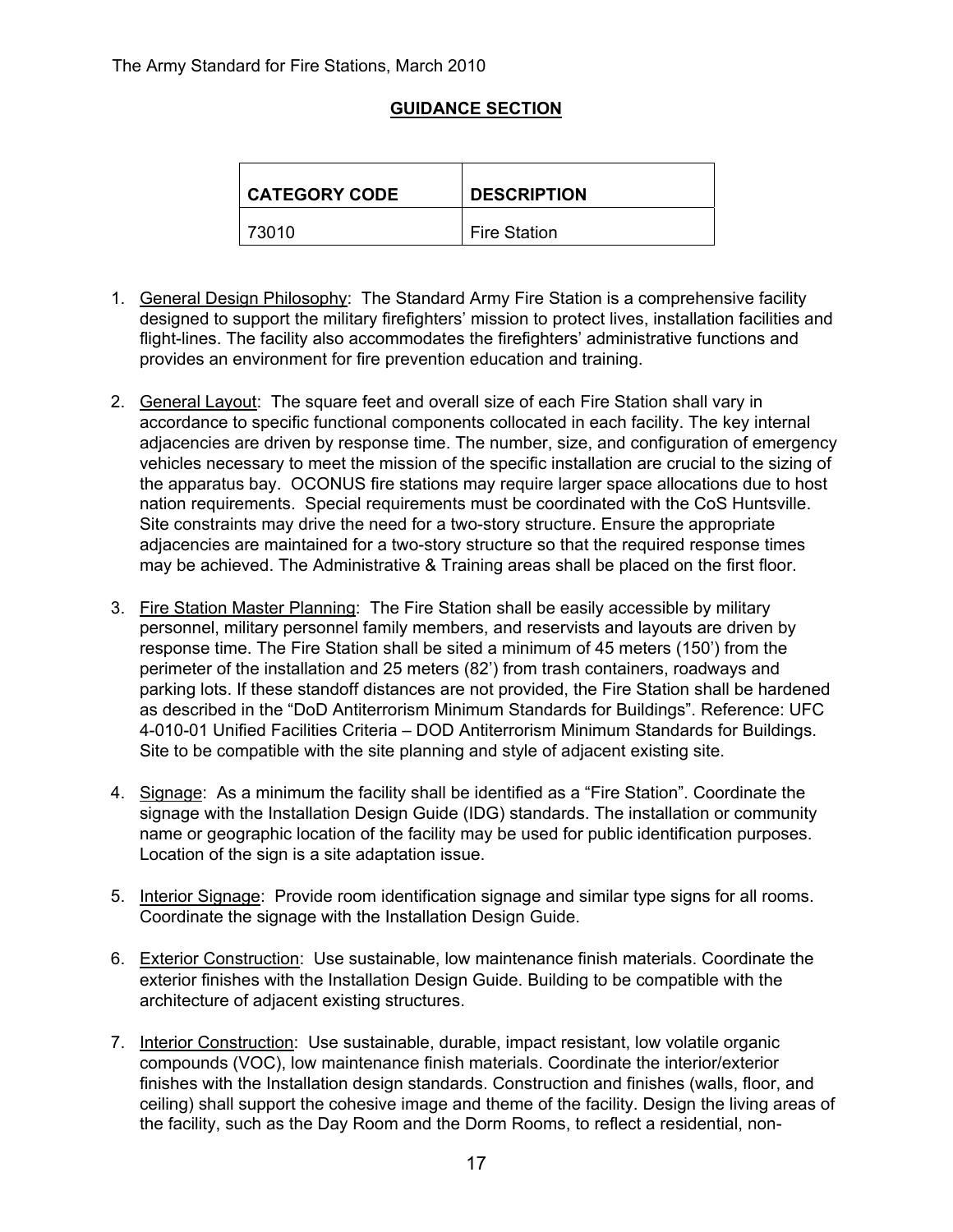## GUIDANCE SECTION

| CATEGORY CODE | DESCRIPTION |
| --- | --- |
| 73010 | Fire Station |

1. General Design Philosophy: The Standard Army Fire Station is a comprehensive facility designed to support the military firefighters' mission to protect lives, installation facilities and flight-lines. The facility also accommodates the firefighters' administrative functions and provides an environment for fire prevention education and training.

2. General Layout: The square feet and overall size of each Fire Station shall vary in accordance to specific functional components collocated in each facility. The key internal adjacencies are driven by response time. The number, size, and configuration of emergency vehicles necessary to meet the mission of the specific installation are crucial to the sizing of the apparatus bay. OCONUS fire stations may require larger space allocations due to host nation requirements. Special requirements must be coordinated with the CoS Huntsville. Site constraints may drive the need for a two-story structure. Ensure the appropriate adjacencies are maintained for a two-story structure so that the required response times may be achieved. The Administrative & Training areas shall be placed on the first floor.

3. Fire Station Master Planning: The Fire Station shall be easily accessible by military personnel, military personnel family members, and reservists and layouts are driven by response time. The Fire Station shall be sited a minimum of 45 meters (150') from the perimeter of the installation and 25 meters (82') from trash containers, roadways and parking lots. If these standoff distances are not provided, the Fire Station shall be hardened as described in the "DoD Antiterrorism Minimum Standards for Buildings". Reference: UFC 4-010-01 Unified Facilities Criteria – DOD Antiterrorism Minimum Standards for Buildings. Site to be compatible with the site planning and style of adjacent existing site.

4. Signage: As a minimum the facility shall be identified as a "Fire Station". Coordinate the signage with the Installation Design Guide (IDG) standards. The installation or community name or geographic location of the facility may be used for public identification purposes. Location of the sign is a site adaptation issue.

5. Interior Signage: Provide room identification signage and similar type signs for all rooms. Coordinate the signage with the Installation Design Guide.

6. Exterior Construction: Use sustainable, low maintenance finish materials. Coordinate the exterior finishes with the Installation Design Guide. Building to be compatible with the architecture of adjacent existing structures.

7. Interior Construction: Use sustainable, durable, impact resistant, low volatile organic compounds (VOC), low maintenance finish materials. Coordinate the interior/exterior finishes with the Installation design standards. Construction and finishes (walls, floor, and ceiling) shall support the cohesive image and theme of the facility. Design the living areas of the facility, such as the Day Room and the Dorm Rooms, to reflect a residential, non-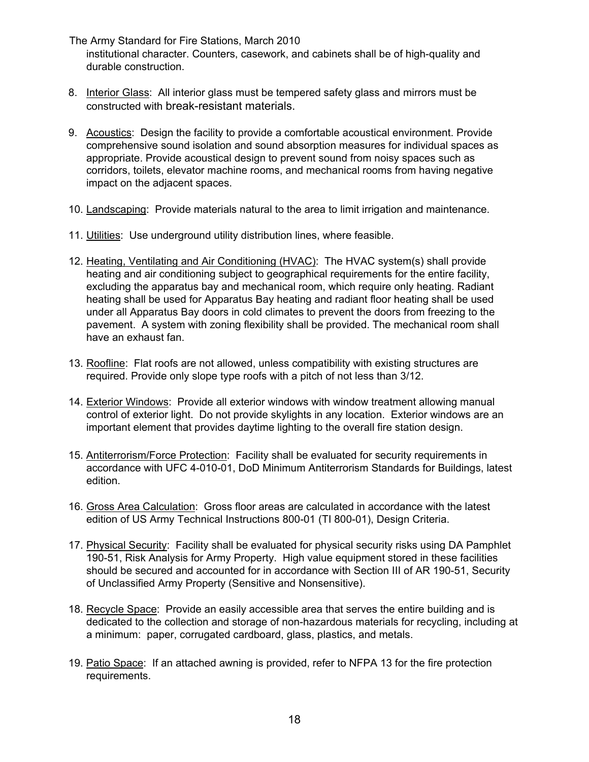institutional character. Counters, casework, and cabinets shall be of high-quality and durable construction.

8. Interior Glass: All interior glass must be tempered safety glass and mirrors must be constructed with break-resistant materials.

9. Acoustics: Design the facility to provide a comfortable acoustical environment. Provide comprehensive sound isolation and sound absorption measures for individual spaces as appropriate. Provide acoustical design to prevent sound from noisy spaces such as corridors, toilets, elevator machine rooms, and mechanical rooms from having negative impact on the adjacent spaces.

10. Landscaping: Provide materials natural to the area to limit irrigation and maintenance.

11. Utilities: Use underground utility distribution lines, where feasible.

12. Heating, Ventilating and Air Conditioning (HVAC): The HVAC system(s) shall provide heating and air conditioning subject to geographical requirements for the entire facility, excluding the apparatus bay and mechanical room, which require only heating. Radiant heating shall be used for Apparatus Bay heating and radiant floor heating shall be used under all Apparatus Bay doors in cold climates to prevent the doors from freezing to the pavement. A system with zoning flexibility shall be provided. The mechanical room shall have an exhaust fan.

13. Roofline: Flat roofs are not allowed, unless compatibility with existing structures are required. Provide only slope type roofs with a pitch of not less than 3/12.

14. Exterior Windows: Provide all exterior windows with window treatment allowing manual control of exterior light. Do not provide skylights in any location. Exterior windows are an important element that provides daytime lighting to the overall fire station design.

15. Antiterrorism/Force Protection: Facility shall be evaluated for security requirements in accordance with UFC 4-010-01, DoD Minimum Antiterrorism Standards for Buildings, latest edition.

16. Gross Area Calculation: Gross floor areas are calculated in accordance with the latest edition of US Army Technical Instructions 800-01 (TI 800-01), Design Criteria.

17. Physical Security: Facility shall be evaluated for physical security risks using DA Pamphlet 190-51, Risk Analysis for Army Property. High value equipment stored in these facilities should be secured and accounted for in accordance with Section III of AR 190-51, Security of Unclassified Army Property (Sensitive and Nonsensitive).

18. Recycle Space: Provide an easily accessible area that serves the entire building and is dedicated to the collection and storage of non-hazardous materials for recycling, including at a minimum: paper, corrugated cardboard, glass, plastics, and metals.

19. Patio Space: If an attached awning is provided, refer to NFPA 13 for the fire protection requirements.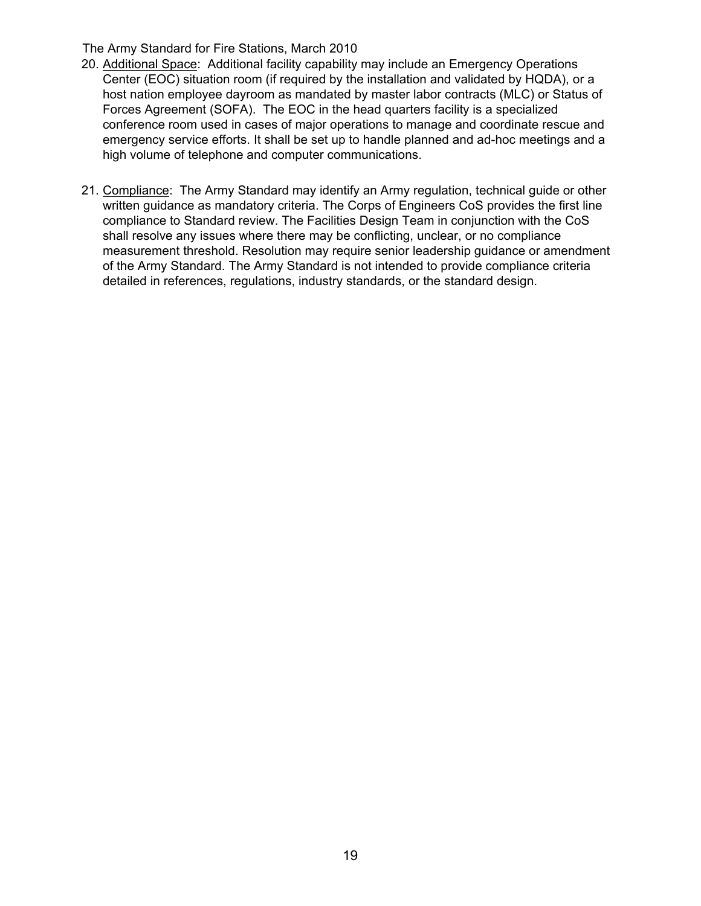20. Additional Space: Additional facility capability may include an Emergency Operations Center (EOC) situation room (if required by the installation and validated by HQDA), or a host nation employee dayroom as mandated by master labor contracts (MLC) or Status of Forces Agreement (SOFA). The EOC in the head quarters facility is a specialized conference room used in cases of major operations to manage and coordinate rescue and emergency service efforts. It shall be set up to handle planned and ad-hoc meetings and a high volume of telephone and computer communications.

21. Compliance: The Army Standard may identify an Army regulation, technical guide or other written guidance as mandatory criteria. The Corps of Engineers CoS provides the first line compliance to Standard review. The Facilities Design Team in conjunction with the CoS shall resolve any issues where there may be conflicting, unclear, or no compliance measurement threshold. Resolution may require senior leadership guidance or amendment of the Army Standard. The Army Standard is not intended to provide compliance criteria detailed in references, regulations, industry standards, or the standard design.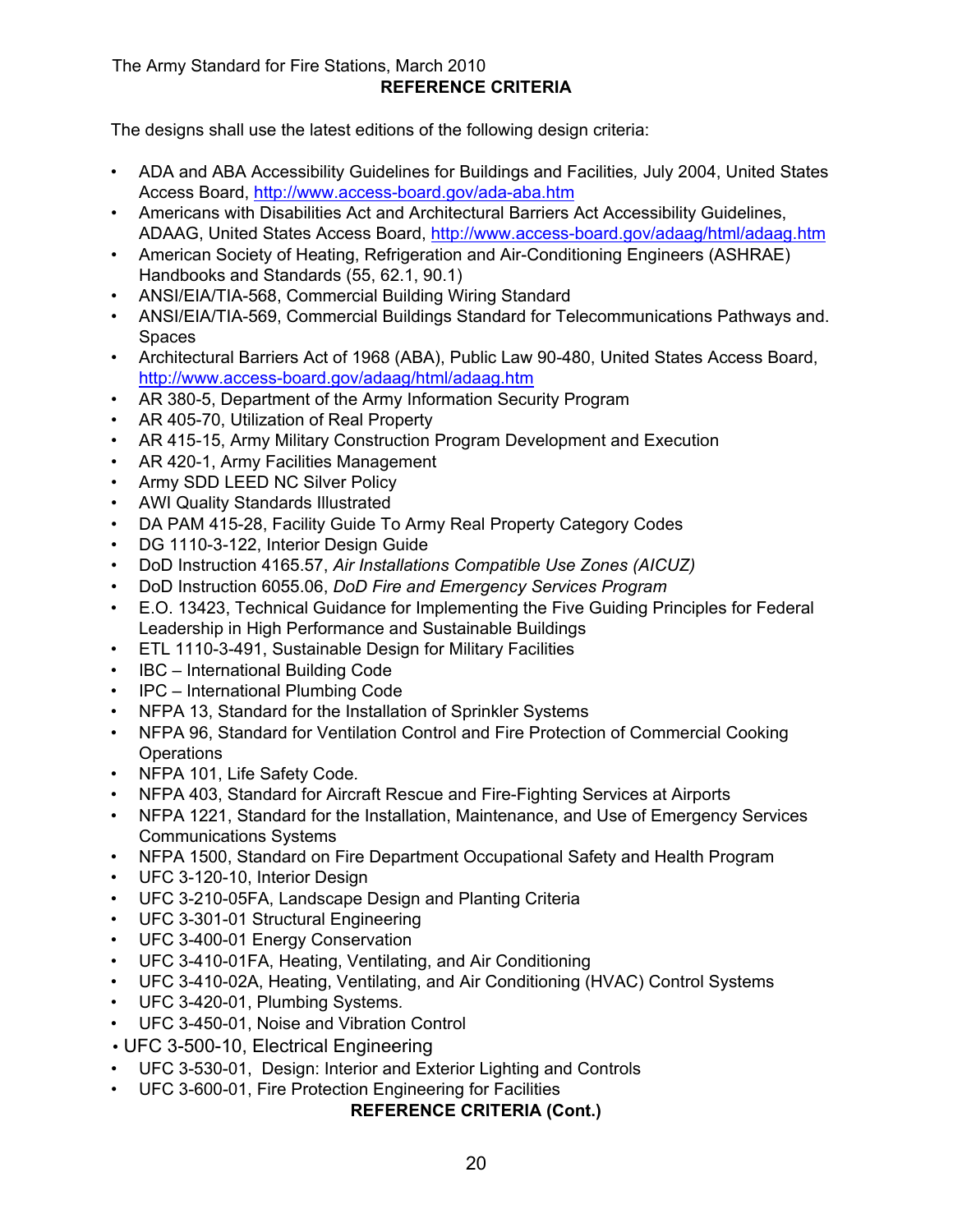## REFERENCE CRITERIA

The designs shall use the latest editions of the following design criteria:

- ADA and ABA Accessibility Guidelines for Buildings and Facilities, July 2004, United States Access Board, http://www.access-board.gov/ada-aba.htm
- Americans with Disabilities Act and Architectural Barriers Act Accessibility Guidelines, ADAAG, United States Access Board, http://www.access-board.gov/adaag/html/adaag.htm
- American Society of Heating, Refrigeration and Air-Conditioning Engineers (ASHRAE) Handbooks and Standards (55, 62.1, 90.1)
- ANSI/EIA/TIA-568, Commercial Building Wiring Standard
- ANSI/EIA/TIA-569, Commercial Buildings Standard for Telecommunications Pathways and. Spaces
- Architectural Barriers Act of 1968 (ABA), Public Law 90-480, United States Access Board, http://www.access-board.gov/adaag/html/adaag.htm
- AR 380-5, Department of the Army Information Security Program
- AR 405-70, Utilization of Real Property
- AR 415-15, Army Military Construction Program Development and Execution
- AR 420-1, Army Facilities Management
- Army SDD LEED NC Silver Policy
- AWI Quality Standards Illustrated
- DA PAM 415-28, Facility Guide To Army Real Property Category Codes
- DG 1110-3-122, Interior Design Guide
- DoD Instruction 4165.57, *Air Installations Compatible Use Zones (AICUZ)*
- DoD Instruction 6055.06, *DoD Fire and Emergency Services Program*
- E.O. 13423, Technical Guidance for Implementing the Five Guiding Principles for Federal Leadership in High Performance and Sustainable Buildings
- ETL 1110-3-491, Sustainable Design for Military Facilities
- IBC – International Building Code
- IPC – International Plumbing Code
- NFPA 13, Standard for the Installation of Sprinkler Systems
- NFPA 96, Standard for Ventilation Control and Fire Protection of Commercial Cooking Operations
- NFPA 101, Life Safety Code.
- NFPA 403, Standard for Aircraft Rescue and Fire-Fighting Services at Airports
- NFPA 1221, Standard for the Installation, Maintenance, and Use of Emergency Services Communications Systems
- NFPA 1500, Standard on Fire Department Occupational Safety and Health Program
- UFC 3-120-10, Interior Design
- UFC 3-210-05FA, Landscape Design and Planting Criteria
- UFC 3-301-01 Structural Engineering
- UFC 3-400-01 Energy Conservation
- UFC 3-410-01FA, Heating, Ventilating, and Air Conditioning
- UFC 3-410-02A, Heating, Ventilating, and Air Conditioning (HVAC) Control Systems
- UFC 3-420-01, Plumbing Systems.
- UFC 3-450-01, Noise and Vibration Control
- UFC 3-500-10, Electrical Engineering
- UFC 3-530-01, Design: Interior and Exterior Lighting and Controls
- UFC 3-600-01, Fire Protection Engineering for Facilities

**REFERENCE CRITERIA (Cont.)**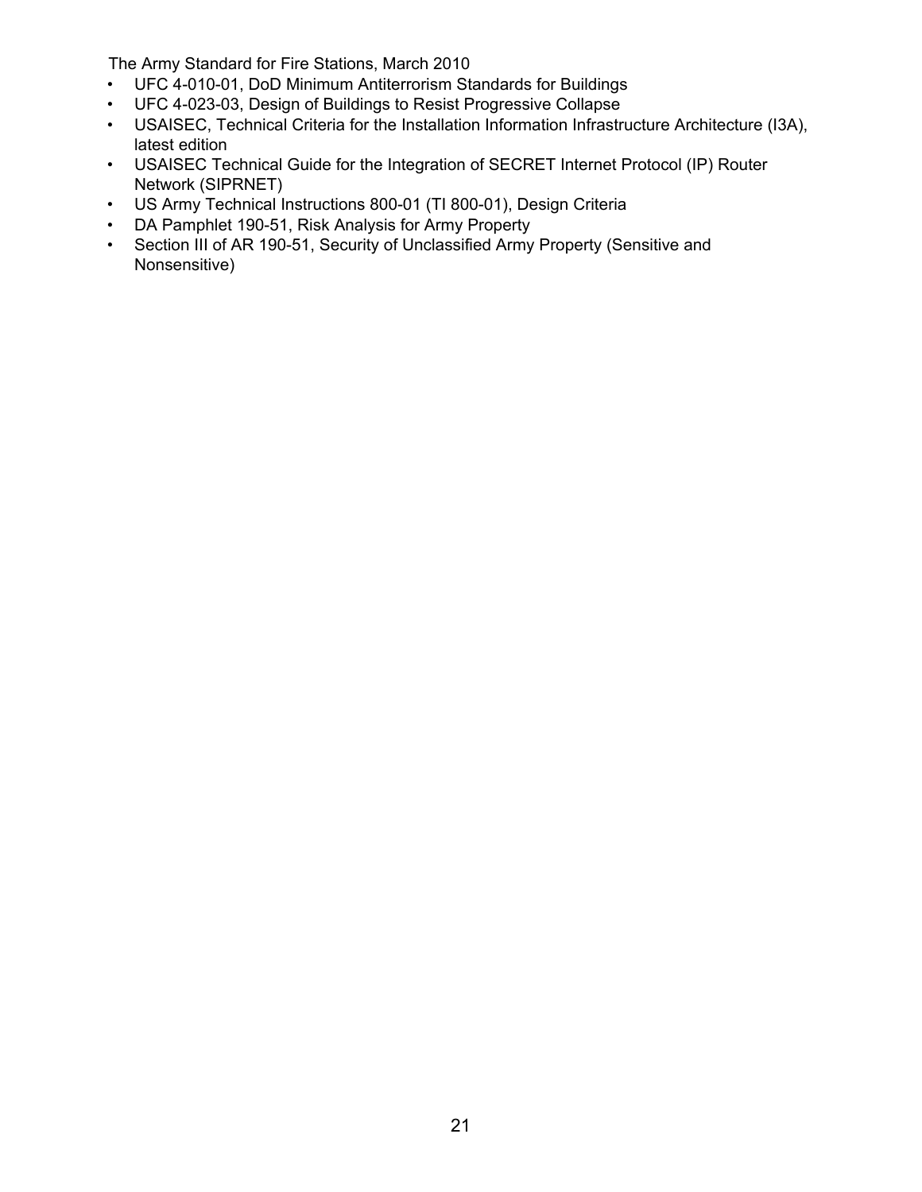The Army Standard for Fire Stations, March 2010

- UFC 4-010-01, DoD Minimum Antiterrorism Standards for Buildings
- UFC 4-023-03, Design of Buildings to Resist Progressive Collapse
- USAISEC, Technical Criteria for the Installation Information Infrastructure Architecture (I3A), latest edition
- USAISEC Technical Guide for the Integration of SECRET Internet Protocol (IP) Router Network (SIPRNET)
- US Army Technical Instructions 800-01 (TI 800-01), Design Criteria
- DA Pamphlet 190-51, Risk Analysis for Army Property
- Section III of AR 190-51, Security of Unclassified Army Property (Sensitive and Nonsensitive)